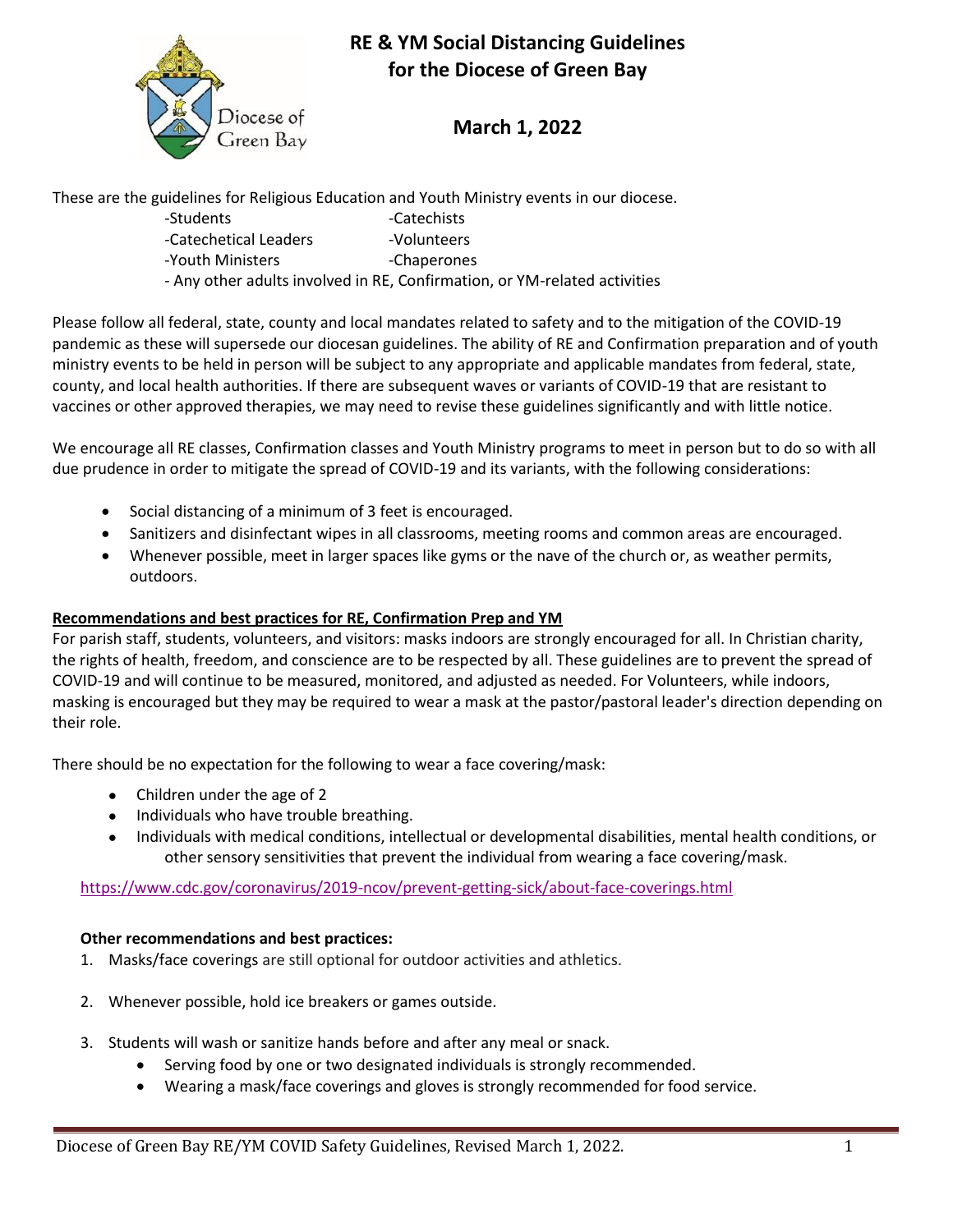# RE & YM Social Distancing Guidelines for the Diocese of Green Bay

## March 1, 2022

These are the guidelines for Religious Education and Youth Ministry events in our diocese.

- -Students
- -Catechists
- -Catechetical Leaders
- -Volunteers
- -Youth Ministers
- -Chaperones
- - Any other adults involved in RE, Confirmation, or YM-related activities

Please follow all federal, state, county and local mandates related to safety and to the mitigation of the COVID-19 pandemic as these will supersede our diocesan guidelines. The ability of RE and Confirmation preparation and of youth ministry events to be held in person will be subject to any appropriate and applicable mandates from federal, state, county, and local health authorities. If there are subsequent waves or variants of COVID-19 that are resistant to vaccines or other approved therapies, we may need to revise these guidelines significantly and with little notice.

We encourage all RE classes, Confirmation classes and Youth Ministry programs to meet in person but to do so with all due prudence in order to mitigate the spread of COVID-19 and its variants, with the following considerations:

- Social distancing of a minimum of 3 feet is encouraged.
- Sanitizers and disinfectant wipes in all classrooms, meeting rooms and common areas are encouraged.
- Whenever possible, meet in larger spaces like gyms or the nave of the church or, as weather permits, outdoors.

**Recommendations and best practices for RE, Confirmation Prep and YM**

For parish staff, students, volunteers, and visitors: masks indoors are strongly encouraged for all. In Christian charity, the rights of health, freedom, and conscience are to be respected by all. These guidelines are to prevent the spread of COVID-19 and will continue to be measured, monitored, and adjusted as needed. For Volunteers, while indoors, masking is encouraged but they may be required to wear a mask at the pastor/pastoral leader's direction depending on their role.

There should be no expectation for the following to wear a face covering/mask:

- Children under the age of 2
- Individuals who have trouble breathing.
- Individuals with medical conditions, intellectual or developmental disabilities, mental health conditions, or other sensory sensitivities that prevent the individual from wearing a face covering/mask.

https://www.cdc.gov/coronavirus/2019-ncov/prevent-getting-sick/about-face-coverings.html

**Other recommendations and best practices:**

1. Masks/face coverings are still optional for outdoor activities and athletics.
2. Whenever possible, hold ice breakers or games outside.
3. Students will wash or sanitize hands before and after any meal or snack.
   - Serving food by one or two designated individuals is strongly recommended.
   - Wearing a mask/face coverings and gloves is strongly recommended for food service.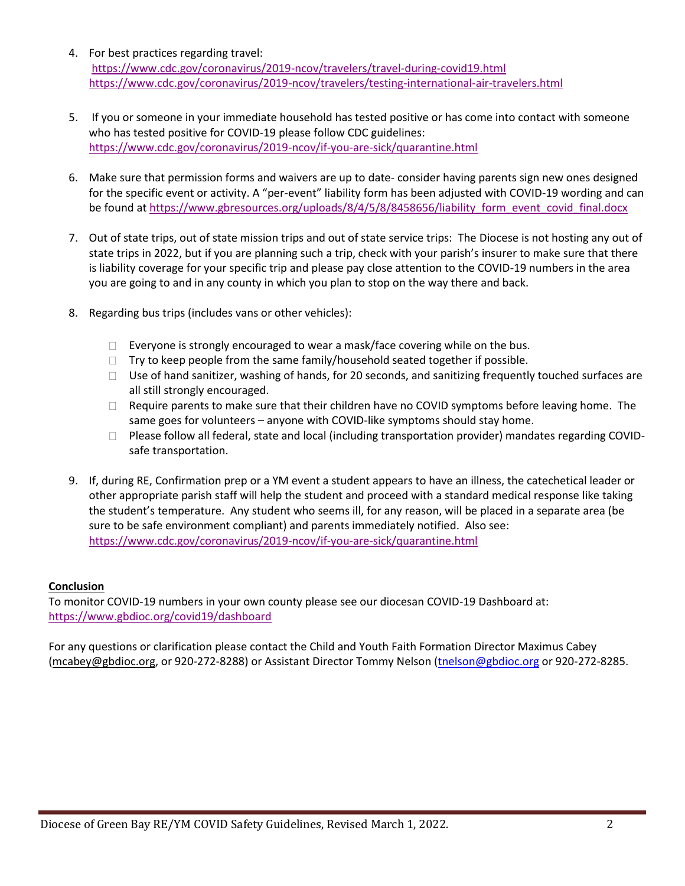4. For best practices regarding travel:
   https://www.cdc.gov/coronavirus/2019-ncov/travelers/travel-during-covid19.html
   https://www.cdc.gov/coronavirus/2019-ncov/travelers/testing-international-air-travelers.html

5. If you or someone in your immediate household has tested positive or has come into contact with someone who has tested positive for COVID-19 please follow CDC guidelines:
   https://www.cdc.gov/coronavirus/2019-ncov/if-you-are-sick/quarantine.html

6. Make sure that permission forms and waivers are up to date- consider having parents sign new ones designed for the specific event or activity. A "per-event" liability form has been adjusted with COVID-19 wording and can be found at https://www.gbresources.org/uploads/8/4/5/8/8458656/liability_form_event_covid_final.docx

7. Out of state trips, out of state mission trips and out of state service trips: The Diocese is not hosting any out of state trips in 2022, but if you are planning such a trip, check with your parish's insurer to make sure that there is liability coverage for your specific trip and please pay close attention to the COVID-19 numbers in the area you are going to and in any county in which you plan to stop on the way there and back.

8. Regarding bus trips (includes vans or other vehicles):

   - Everyone is strongly encouraged to wear a mask/face covering while on the bus.
   - Try to keep people from the same family/household seated together if possible.
   - Use of hand sanitizer, washing of hands, for 20 seconds, and sanitizing frequently touched surfaces are all still strongly encouraged.
   - Require parents to make sure that their children have no COVID symptoms before leaving home. The same goes for volunteers – anyone with COVID-like symptoms should stay home.
   - Please follow all federal, state and local (including transportation provider) mandates regarding COVID-safe transportation.

9. If, during RE, Confirmation prep or a YM event a student appears to have an illness, the catechetical leader or other appropriate parish staff will help the student and proceed with a standard medical response like taking the student's temperature. Any student who seems ill, for any reason, will be placed in a separate area (be sure to be safe environment compliant) and parents immediately notified. Also see:
   https://www.cdc.gov/coronavirus/2019-ncov/if-you-are-sick/quarantine.html

**Conclusion**

To monitor COVID-19 numbers in your own county please see our diocesan COVID-19 Dashboard at:
https://www.gbdioc.org/covid19/dashboard

For any questions or clarification please contact the Child and Youth Faith Formation Director Maximus Cabey (mcabey@gbdioc.org, or 920-272-8288) or Assistant Director Tommy Nelson (tnelson@gbdioc.org or 920-272-8285.